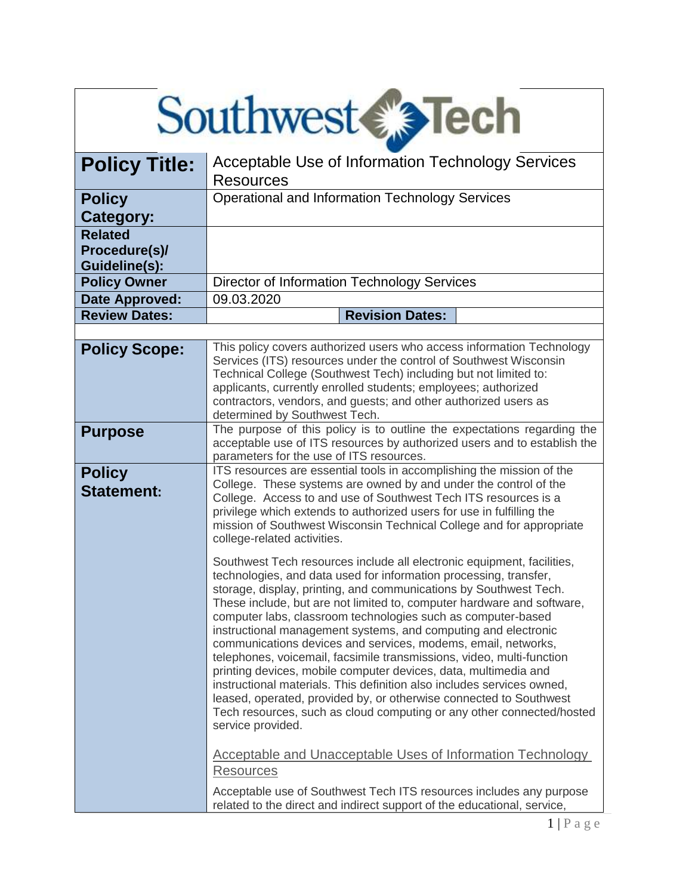# Southwest Tech

| | |
|---|---|
| **Policy Title:** | Acceptable Use of Information Technology Services Resources |
| **Policy Category:** | Operational and Information Technology Services |
| **Related Procedure(s)/ Guideline(s):** | |
| **Policy Owner** | Director of Information Technology Services |
| **Date Approved:** | 09.03.2020 |
| **Review Dates:** | **Revision Dates:** |

| | |
|---|---|
| **Policy Scope:** | This policy covers authorized users who access information Technology Services (ITS) resources under the control of Southwest Wisconsin Technical College (Southwest Tech) including but not limited to: applicants, currently enrolled students; employees; authorized contractors, vendors, and guests; and other authorized users as determined by Southwest Tech. |
| **Purpose** | The purpose of this policy is to outline the expectations regarding the acceptable use of ITS resources by authorized users and to establish the parameters for the use of ITS resources. |
| **Policy Statement:** | ITS resources are essential tools in accomplishing the mission of the College. These systems are owned by and under the control of the College. Access to and use of Southwest Tech ITS resources is a privilege which extends to authorized users for use in fulfilling the mission of Southwest Wisconsin Technical College and for appropriate college-related activities. <br><br> Southwest Tech resources include all electronic equipment, facilities, technologies, and data used for information processing, transfer, storage, display, printing, and communications by Southwest Tech. These include, but are not limited to, computer hardware and software, computer labs, classroom technologies such as computer-based instructional management systems, and computing and electronic communications devices and services, modems, email, networks, telephones, voicemail, facsimile transmissions, video, multi-function printing devices, mobile computer devices, data, multimedia and instructional materials. This definition also includes services owned, leased, operated, provided by, or otherwise connected to Southwest Tech resources, such as cloud computing or any other connected/hosted service provided. <br><br> <u>Acceptable and Unacceptable Uses of Information Technology Resources</u> <br><br> Acceptable use of Southwest Tech ITS resources includes any purpose related to the direct and indirect support of the educational, service, |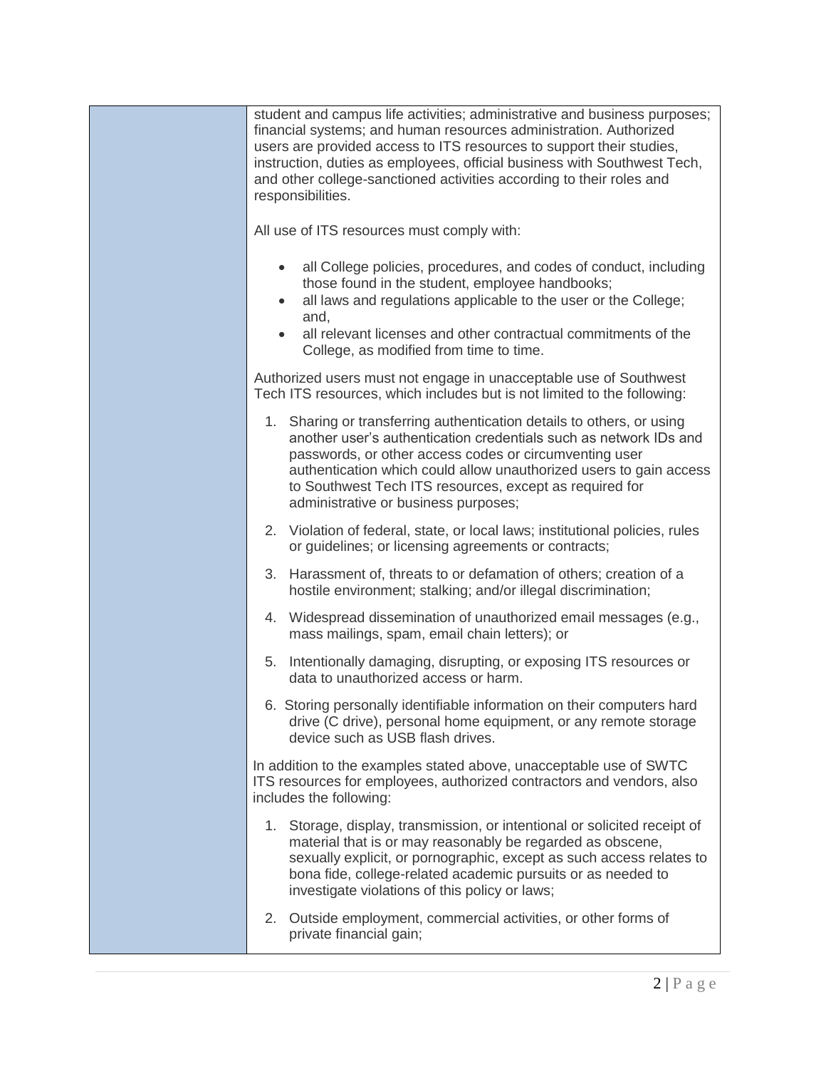student and campus life activities; administrative and business purposes; financial systems; and human resources administration. Authorized users are provided access to ITS resources to support their studies, instruction, duties as employees, official business with Southwest Tech, and other college-sanctioned activities according to their roles and responsibilities.

All use of ITS resources must comply with:

- all College policies, procedures, and codes of conduct, including those found in the student, employee handbooks;
- all laws and regulations applicable to the user or the College; and,
- all relevant licenses and other contractual commitments of the College, as modified from time to time.

Authorized users must not engage in unacceptable use of Southwest Tech ITS resources, which includes but is not limited to the following:

1. Sharing or transferring authentication details to others, or using another user's authentication credentials such as network IDs and passwords, or other access codes or circumventing user authentication which could allow unauthorized users to gain access to Southwest Tech ITS resources, except as required for administrative or business purposes;
2. Violation of federal, state, or local laws; institutional policies, rules or guidelines; or licensing agreements or contracts;
3. Harassment of, threats to or defamation of others; creation of a hostile environment; stalking; and/or illegal discrimination;
4. Widespread dissemination of unauthorized email messages (e.g., mass mailings, spam, email chain letters); or
5. Intentionally damaging, disrupting, or exposing ITS resources or data to unauthorized access or harm.
6. Storing personally identifiable information on their computers hard drive (C drive), personal home equipment, or any remote storage device such as USB flash drives.

In addition to the examples stated above, unacceptable use of SWTC ITS resources for employees, authorized contractors and vendors, also includes the following:

1. Storage, display, transmission, or intentional or solicited receipt of material that is or may reasonably be regarded as obscene, sexually explicit, or pornographic, except as such access relates to bona fide, college-related academic pursuits or as needed to investigate violations of this policy or laws;
2. Outside employment, commercial activities, or other forms of private financial gain;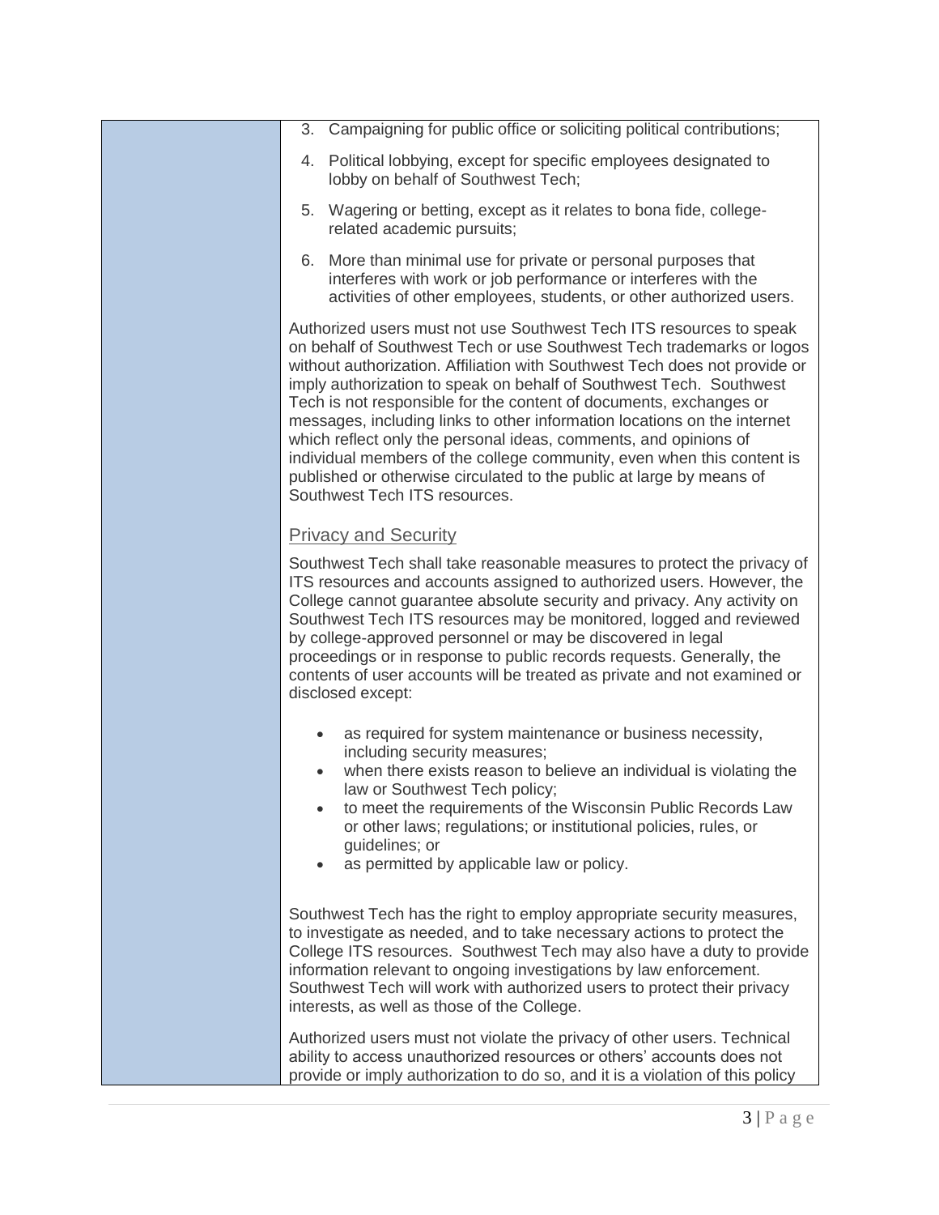3. Campaigning for public office or soliciting political contributions;
4. Political lobbying, except for specific employees designated to lobby on behalf of Southwest Tech;
5. Wagering or betting, except as it relates to bona fide, college-related academic pursuits;
6. More than minimal use for private or personal purposes that interferes with work or job performance or interferes with the activities of other employees, students, or other authorized users.

Authorized users must not use Southwest Tech ITS resources to speak on behalf of Southwest Tech or use Southwest Tech trademarks or logos without authorization. Affiliation with Southwest Tech does not provide or imply authorization to speak on behalf of Southwest Tech. Southwest Tech is not responsible for the content of documents, exchanges or messages, including links to other information locations on the internet which reflect only the personal ideas, comments, and opinions of individual members of the college community, even when this content is published or otherwise circulated to the public at large by means of Southwest Tech ITS resources.

## Privacy and Security

Southwest Tech shall take reasonable measures to protect the privacy of ITS resources and accounts assigned to authorized users. However, the College cannot guarantee absolute security and privacy. Any activity on Southwest Tech ITS resources may be monitored, logged and reviewed by college-approved personnel or may be discovered in legal proceedings or in response to public records requests. Generally, the contents of user accounts will be treated as private and not examined or disclosed except:

- as required for system maintenance or business necessity, including security measures;
- when there exists reason to believe an individual is violating the law or Southwest Tech policy;
- to meet the requirements of the Wisconsin Public Records Law or other laws; regulations; or institutional policies, rules, or guidelines; or
- as permitted by applicable law or policy.

Southwest Tech has the right to employ appropriate security measures, to investigate as needed, and to take necessary actions to protect the College ITS resources. Southwest Tech may also have a duty to provide information relevant to ongoing investigations by law enforcement. Southwest Tech will work with authorized users to protect their privacy interests, as well as those of the College.

Authorized users must not violate the privacy of other users. Technical ability to access unauthorized resources or others' accounts does not provide or imply authorization to do so, and it is a violation of this policy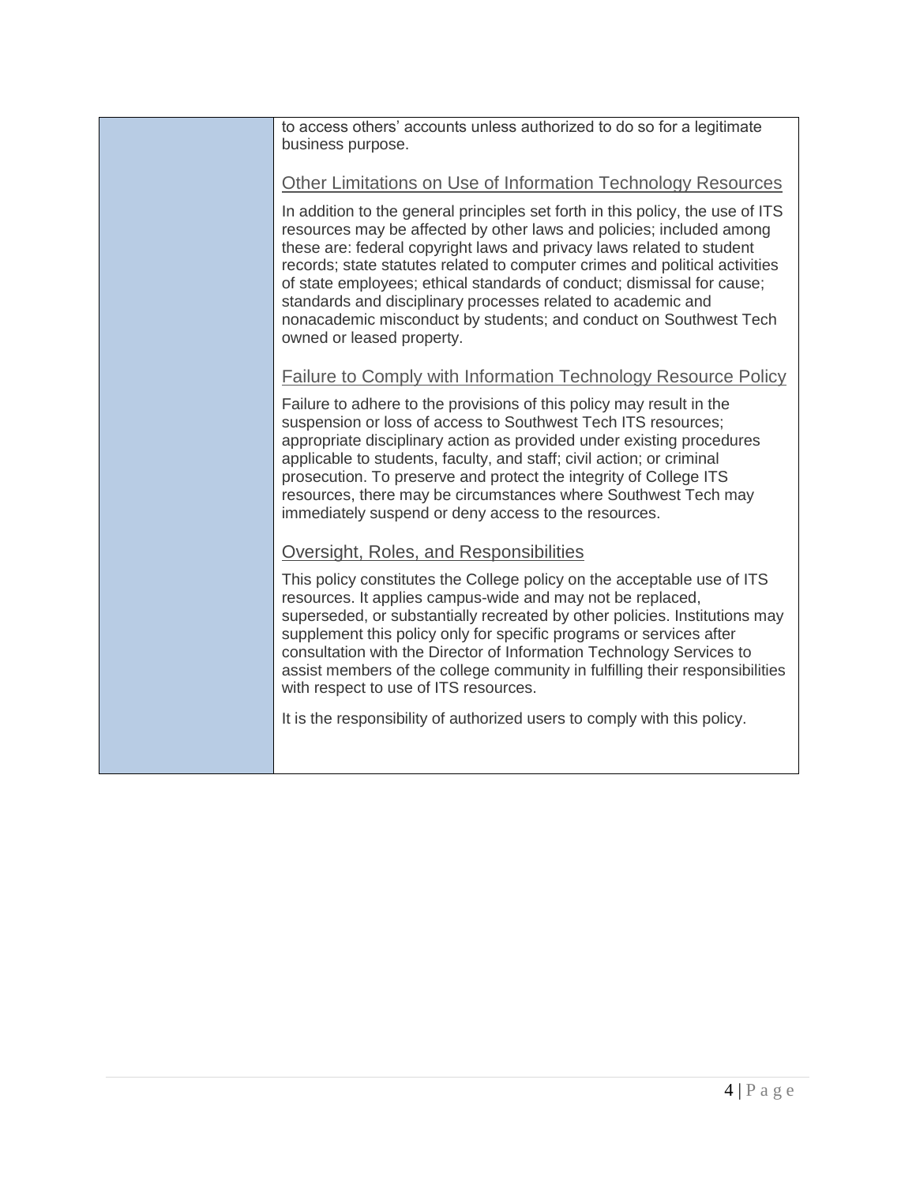to access others' accounts unless authorized to do so for a legitimate business purpose.

## Other Limitations on Use of Information Technology Resources

In addition to the general principles set forth in this policy, the use of ITS resources may be affected by other laws and policies; included among these are: federal copyright laws and privacy laws related to student records; state statutes related to computer crimes and political activities of state employees; ethical standards of conduct; dismissal for cause; standards and disciplinary processes related to academic and nonacademic misconduct by students; and conduct on Southwest Tech owned or leased property.

## Failure to Comply with Information Technology Resource Policy

Failure to adhere to the provisions of this policy may result in the suspension or loss of access to Southwest Tech ITS resources; appropriate disciplinary action as provided under existing procedures applicable to students, faculty, and staff; civil action; or criminal prosecution. To preserve and protect the integrity of College ITS resources, there may be circumstances where Southwest Tech may immediately suspend or deny access to the resources.

## Oversight, Roles, and Responsibilities

This policy constitutes the College policy on the acceptable use of ITS resources. It applies campus-wide and may not be replaced, superseded, or substantially recreated by other policies. Institutions may supplement this policy only for specific programs or services after consultation with the Director of Information Technology Services to assist members of the college community in fulfilling their responsibilities with respect to use of ITS resources.

It is the responsibility of authorized users to comply with this policy.